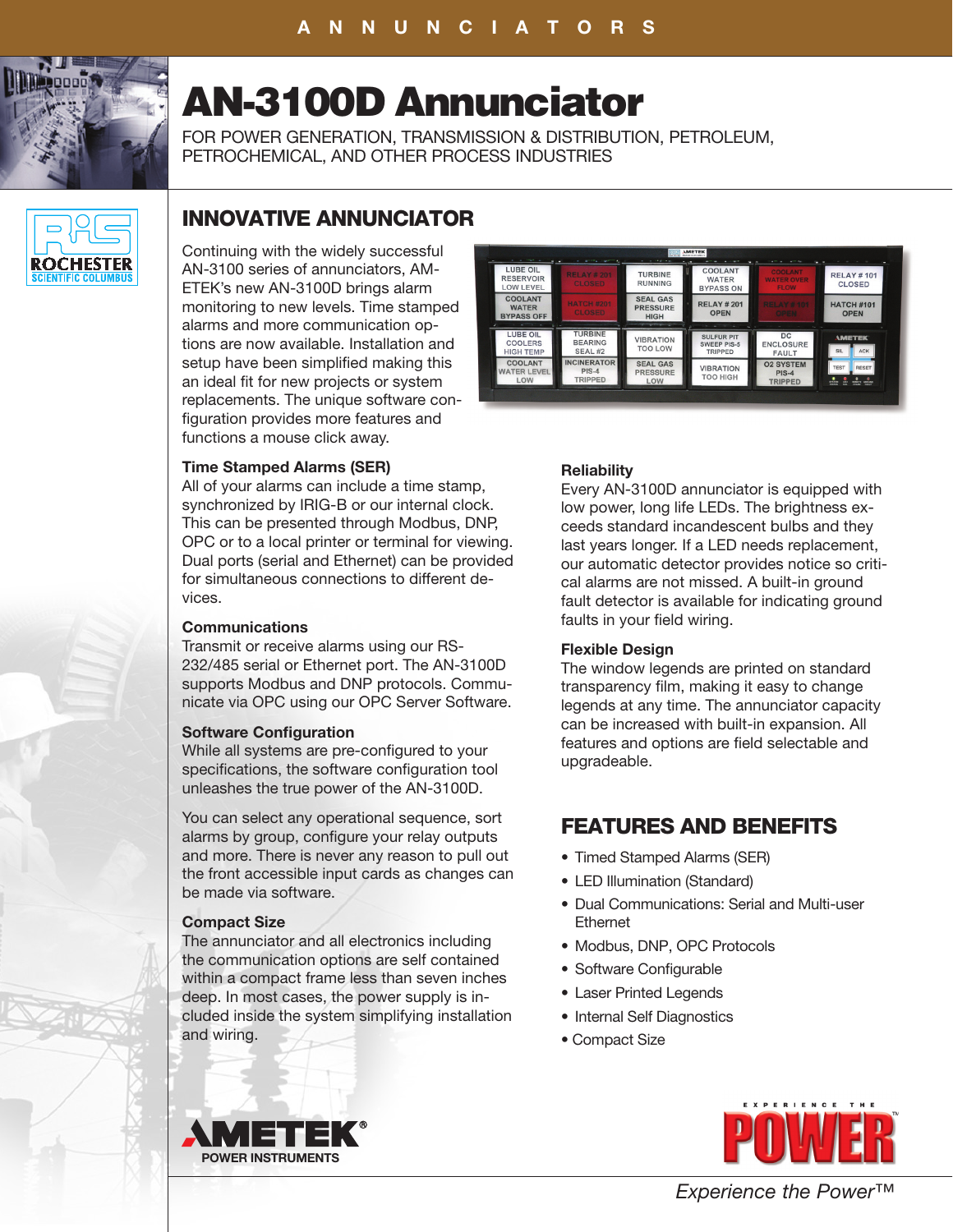ANNUNCIATORS

# AN-3100D Annunciator

FOR POWER GENERATION, TRANSMISSION & DISTRIBUTION, PETROLEUM, PETROCHEMICAL, AND OTHER PROCESS INDUSTRIES

ROCHESTER SCIENTIFIC COLUMBUS

## INNOVATIVE ANNUNCIATOR

Continuing with the widely successful AN-3100 series of annunciators, AMETEK's new AN-3100D brings alarm monitoring to new levels. Time stamped alarms and more communication options are now available. Installation and setup have been simplified making this an ideal fit for new projects or system replacements. The unique software configuration provides more features and functions a mouse click away.

### Time Stamped Alarms (SER)

All of your alarms can include a time stamp, synchronized by IRIG-B or our internal clock. This can be presented through Modbus, DNP, OPC or to a local printer or terminal for viewing. Dual ports (serial and Ethernet) can be provided for simultaneous connections to different devices.

### Communications

Transmit or receive alarms using our RS-232/485 serial or Ethernet port. The AN-3100D supports Modbus and DNP protocols. Communicate via OPC using our OPC Server Software.

### Software Configuration

While all systems are pre-configured to your specifications, the software configuration tool unleashes the true power of the AN-3100D.

You can select any operational sequence, sort alarms by group, configure your relay outputs and more. There is never any reason to pull out the front accessible input cards as changes can be made via software.

### Compact Size

The annunciator and all electronics including the communication options are self contained within a compact frame less than seven inches deep. In most cases, the power supply is included inside the system simplifying installation and wiring.

### Reliability

Every AN-3100D annunciator is equipped with low power, long life LEDs. The brightness exceeds standard incandescent bulbs and they last years longer. If a LED needs replacement, our automatic detector provides notice so critical alarms are not missed. A built-in ground fault detector is available for indicating ground faults in your field wiring.

### Flexible Design

The window legends are printed on standard transparency film, making it easy to change legends at any time. The annunciator capacity can be increased with built-in expansion. All features and options are field selectable and upgradeable.

## FEATURES AND BENEFITS

- Timed Stamped Alarms (SER)
- LED Illumination (Standard)
- Dual Communications: Serial and Multi-user Ethernet
- Modbus, DNP, OPC Protocols
- Software Configurable
- Laser Printed Legends
- Internal Self Diagnostics
- Compact Size

AMETEK® POWER INSTRUMENTS

EXPERIENCE THE POWER™

*Experience the Power™*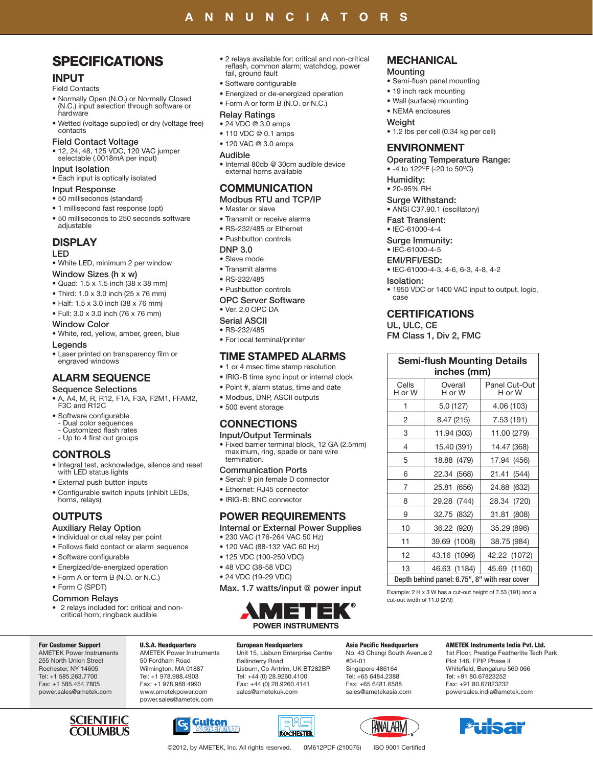# SPECIFICATIONS

## INPUT

Field Contacts

- Normally Open (N.O.) or Normally Closed (N.C.) input selection through software or hardware
- Wetted (voltage supplied) or dry (voltage free) contacts

### Field Contact Voltage

- 12, 24, 48, 125 VDC, 120 VAC jumper selectable (.0018mA per input)

### Input Isolation

- Each input is optically isolated

### Input Response

- 50 milliseconds (standard)
- 1 millisecond fast response (opt)
- 50 milliseconds to 250 seconds software adjustable

## DISPLAY

### LED

- White LED, minimum 2 per window

### Window Sizes (h x w)

- Quad: 1.5 x 1.5 inch (38 x 38 mm)
- Third: 1.0 x 3.0 inch (25 x 76 mm)
- Half: 1.5 x 3.0 inch (38 x 76 mm)
- Full: 3.0 x 3.0 inch (76 x 76 mm)

### Window Color

- White, red, yellow, amber, green, blue

### Legends

- Laser printed on transparency film or engraved windows

## ALARM SEQUENCE

### Sequence Selections

- A, A4, M, R, R12, F1A, F3A, F2M1, FFAM2, F3C and R12C
- Software configurable
  - Dual color sequences
  - Customized flash rates
  - Up to 4 first out groups

## CONTROLS

- Integral test, acknowledge, silence and reset with LED status lights
- External push button inputs
- Configurable switch inputs (inhibit LEDs, horns, relays)

## OUTPUTS

### Auxiliary Relay Option

- Individual or dual relay per point
- Follows field contact or alarm sequence
- Software configurable
- Energized/de-energized operation
- Form A or form B (N.O. or N.C.)
- Form C (SPDT)

### Common Relays

- 2 relays included for: critical and non-critical horn; ringback audible
- 2 relays available for: critical and non-critical reflash, common alarm; watchdog, power fail, ground fault
- Software configurable
- Energized or de-energized operation
- Form A or Form B (N.O. or N.C.)

### Relay Ratings

- 24 VDC @ 3.0 amps
- 110 VDC @ 0.1 amps
- 120 VAC @ 3.0 amps

### Audible

- Internal 80db @ 30cm audible device external horns available

## COMMUNICATION

### Modbus RTU and TCP/IP

- Master or slave
- Transmit or receive alarms
- RS-232/485 or Ethernet
- Pushbutton controls

### DNP 3.0

- Slave mode
- Transmit alarms
- RS-232/485
- Pushbutton controls

### OPC Server Software

- Ver. 2.0 OPC DA

### Serial ASCII

- RS-232/485
- For local terminal/printer

## TIME STAMPED ALARMS

- 1 or 4 msec time stamp resolution
- IRIG-B time sync input or internal clock
- Point #, alarm status, time and date
- Modbus, DNP, ASCII outputs
- 500 event storage

## CONNECTIONS

### Input/Output Terminals

- Fixed barrier terminal block, 12 GA (2.5mm) maximum, ring, spade or bare wire termination.

### Communication Ports

- Serial: 9 pin female D connector
- Ethernet: RJ45 connector
- IRIG-B: BNC connector

## POWER REQUIREMENTS

### Internal or External Power Supplies

- 230 VAC (176-264 VAC 50 Hz)
- 120 VAC (88-132 VAC 60 Hz)
- 125 VDC (100-250 VDC)
- 48 VDC (38-58 VDC)
- 24 VDC (19-29 VDC)

### Max. 1.7 watts/input @ power input

AMETEK®
POWER INSTRUMENTS

## MECHANICAL

### Mounting

- Semi-flush panel mounting
- 19 inch rack mounting
- Wall (surface) mounting
- NEMA enclosures

### Weight

- 1.2 lbs per cell (0.34 kg per cell)

## ENVIRONMENT

### Operating Temperature Range:

- -4 to 122°F (-20 to 50°C)

### Humidity:

- 20-95% RH

### Surge Withstand:

- ANSI C37.90.1 (oscillatory)

### Fast Transient:

- IEC-61000-4-4

### Surge Immunity:

- IEC-61000-4-5

### EMI/RFI/ESD:

- IEC-61000-4-3, 4-6, 6-3, 4-8, 4-2

### Isolation:

- 1950 VDC or 1400 VAC input to output, logic, case

## CERTIFICATIONS

### UL, ULC, CE

### FM Class 1, Div 2, FMC

**Semi-flush Mounting Details inches (mm)**

| Cells H or W | Overall H or W | Panel Cut-Out H or W |
|---|---|---|
| 1 | 5.0 (127) | 4.06 (103) |
| 2 | 8.47 (215) | 7.53 (191) |
| 3 | 11.94 (303) | 11.00 (279) |
| 4 | 15.40 (391) | 14.47 (368) |
| 5 | 18.88 (479) | 17.94 (456) |
| 6 | 22.34 (568) | 21.41 (544) |
| 7 | 25.81 (656) | 24.88 (632) |
| 8 | 29.28 (744) | 28.34 (720) |
| 9 | 32.75 (832) | 31.81 (808) |
| 10 | 36.22 (920) | 35.29 (896) |
| 11 | 39.69 (1008) | 38.75 (984) |
| 12 | 43.16 (1096) | 42.22 (1072) |
| 13 | 46.63 (1184) | 45.69 (1160) |
| Depth behind panel: 6.75", 8" with rear cover | | |

Example: 2 H x 3 W has a cut-out height of 7.53 (191) and a cut-out width of 11.0 (279)

**For Customer Support**
AMETEK Power Instruments
255 North Union Street
Rochester, NY 14605
Tel: +1 585.263.7700
Fax: +1 585.454.7805
power.sales@ametek.com

**U.S.A. Headquarters**
AMETEK Power Instruments
50 Fordham Road
Wilmington, MA 01887
Tel: +1 978.988.4903
Fax: +1 978.988.4990
www.ametekpower.com
power.sales@ametek.com

**European Headquarters**
Unit 15, Lisburn Enterprise Centre
Ballinderry Road
Lisburn, Co Antrim, UK BT282BP
Tel: +44 (0) 28.9260.4100
Fax: +44 (0) 28.9260.4141
sales@ametekuk.com

**Asia Pacific Headquarters**
No. 43 Changi South Avenue 2
#04-01
Singapore 486164
Tel: +65 6484.2388
Fax: +65 6481.6588
sales@ametekasia.com

**AMETEK Instruments India Pvt. Ltd.**
1st Floor, Prestige Featherlite Tech Park
Plot 148, EPIP Phase II
Whitefield, Bengaluru 560 066
Tel: +91 80.67823252
Fax: +91 80.67823232
powersales.india@ametek.com

SCIENTIFIC COLUMBUS · Gulton Statham · RIS ROCHESTER · PANALARM · Pulsar

©2012, by AMETEK, Inc. All rights reserved. 0M612PDF (210075) ISO 9001 Certified